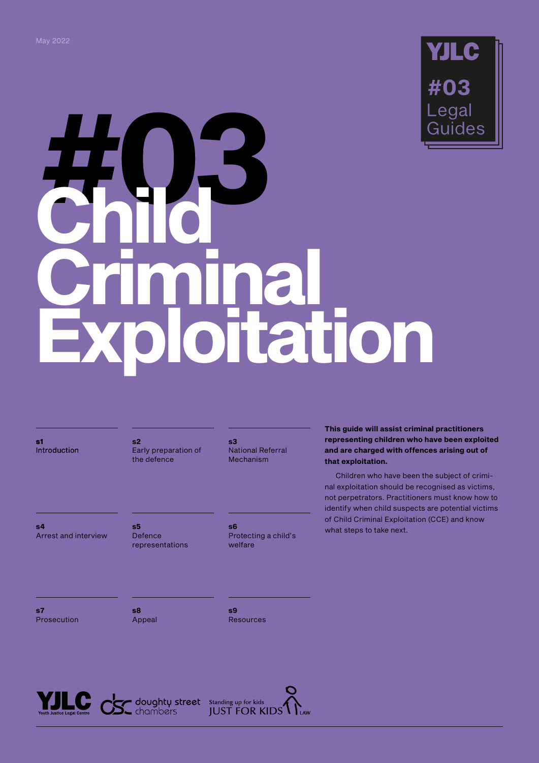May 2022

YJLC #03 Legal Guides

# #03 Child Criminal Exploitation

**s1** Introduction

**s2** Early preparation of the defence

**s3** National Referral Mechanism

**s4** Arrest and interview

**s5** Defence representations

**s6** Protecting a child's welfare

**s7** Prosecution

**s8** Appeal

**s9** Resources

**This guide will assist criminal practitioners representing children who have been exploited and are charged with offences arising out of that exploitation.**

Children who have been the subject of criminal exploitation should be recognised as victims, not perpetrators. Practitioners must know how to identify when child suspects are potential victims of Child Criminal Exploitation (CCE) and know what steps to take next.

YJLC Youth Justice Legal Centre | doughty street chambers | Standing up for kids JUST FOR KIDS LAW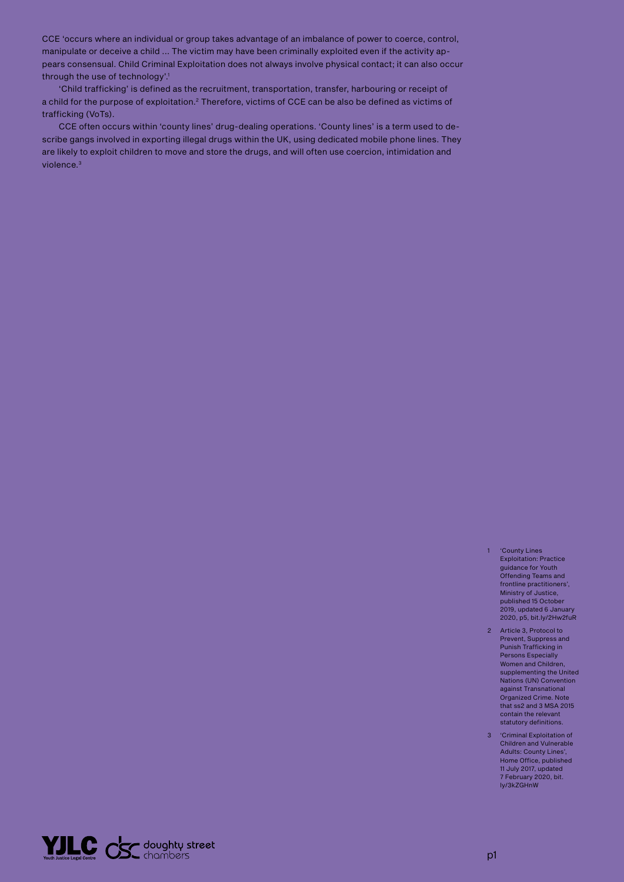CCE 'occurs where an individual or group takes advantage of an imbalance of power to coerce, control, manipulate or deceive a child ... The victim may have been criminally exploited even if the activity appears consensual. Child Criminal Exploitation does not always involve physical contact; it can also occur through the use of technology'.[1]

'Child trafficking' is defined as the recruitment, transportation, transfer, harbouring or receipt of a child for the purpose of exploitation.[2] Therefore, victims of CCE can be also be defined as victims of trafficking (VoTs).

CCE often occurs within 'county lines' drug-dealing operations. 'County lines' is a term used to describe gangs involved in exporting illegal drugs within the UK, using dedicated mobile phone lines. They are likely to exploit children to move and store the drugs, and will often use coercion, intimidation and violence.[3]

1 'County Lines Exploitation: Practice guidance for Youth Offending Teams and frontline practitioners', Ministry of Justice, published 15 October 2019, updated 6 January 2020, p5, bit.ly/2Hw2fuR

2 Article 3, Protocol to Prevent, Suppress and Punish Trafficking in Persons Especially Women and Children, supplementing the United Nations (UN) Convention against Transnational Organized Crime. Note that ss2 and 3 MSA 2015 contain the relevant statutory definitions.

3 'Criminal Exploitation of Children and Vulnerable Adults: County Lines', Home Office, published 11 July 2017, updated 7 February 2020, bit.ly/3kZGHnW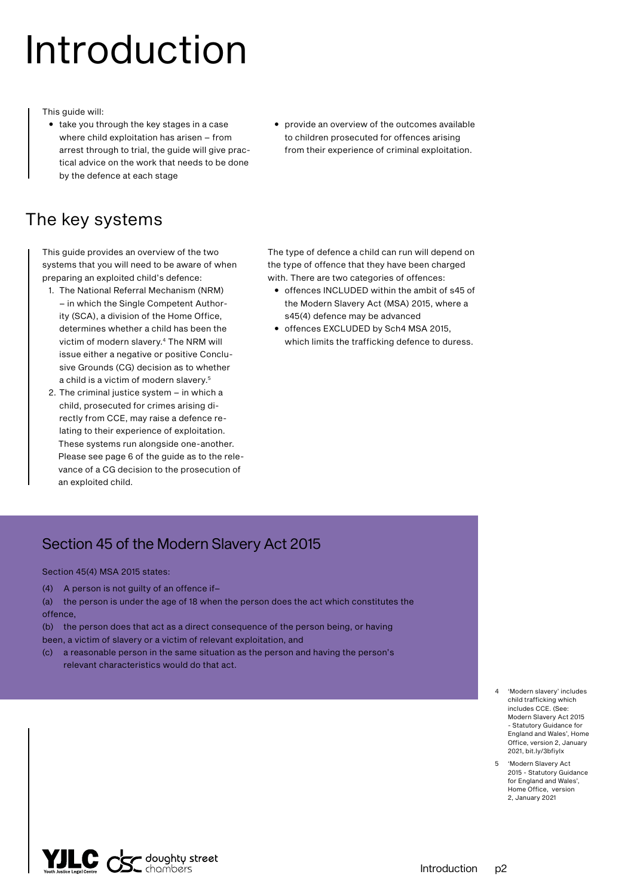# Introduction

This guide will:

- take you through the key stages in a case where child exploitation has arisen – from arrest through to trial, the guide will give practical advice on the work that needs to be done by the defence at each stage
- provide an overview of the outcomes available to children prosecuted for offences arising from their experience of criminal exploitation.

## The key systems

This guide provides an overview of the two systems that you will need to be aware of when preparing an exploited child's defence:

1. The National Referral Mechanism (NRM) – in which the Single Competent Authority (SCA), a division of the Home Office, determines whether a child has been the victim of modern slavery.[4] The NRM will issue either a negative or positive Conclusive Grounds (CG) decision as to whether a child is a victim of modern slavery.[5]
2. The criminal justice system – in which a child, prosecuted for crimes arising directly from CCE, may raise a defence relating to their experience of exploitation.

These systems run alongside one-another. Please see page 6 of the guide as to the relevance of a CG decision to the prosecution of an exploited child.

The type of defence a child can run will depend on the type of offence that they have been charged with. There are two categories of offences:

- offences INCLUDED within the ambit of s45 of the Modern Slavery Act (MSA) 2015, where a s45(4) defence may be advanced
- offences EXCLUDED by Sch4 MSA 2015, which limits the trafficking defence to duress.

## Section 45 of the Modern Slavery Act 2015

Section 45(4) MSA 2015 states:

(4) A person is not guilty of an offence if–

(a) the person is under the age of 18 when the person does the act which constitutes the offence,

(b) the person does that act as a direct consequence of the person being, or having been, a victim of slavery or a victim of relevant exploitation, and

(c) a reasonable person in the same situation as the person and having the person's relevant characteristics would do that act.

4 'Modern slavery' includes child trafficking which includes CCE. (See: Modern Slavery Act 2015 - Statutory Guidance for England and Wales', Home Office, version 2, January 2021, bit.ly/3bfiylx

5 'Modern Slavery Act 2015 - Statutory Guidance for England and Wales', Home Office, version 2, January 2021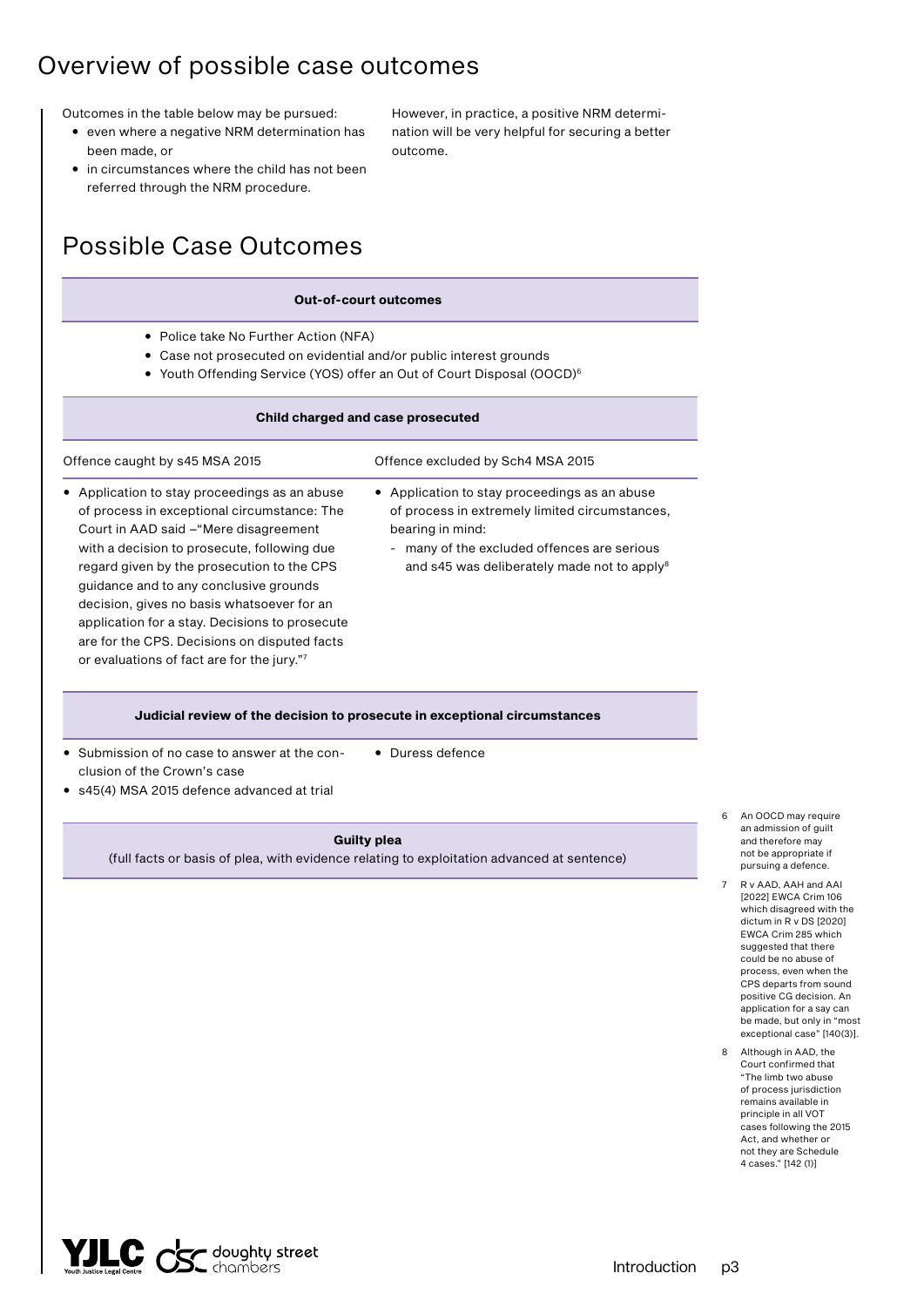## Overview of possible case outcomes

Outcomes in the table below may be pursued:

- even where a negative NRM determination has been made, or
- in circumstances where the child has not been referred through the NRM procedure.

However, in practice, a positive NRM determination will be very helpful for securing a better outcome.

## Possible Case Outcomes

**Out-of-court outcomes**

- Police take No Further Action (NFA)
- Case not prosecuted on evidential and/or public interest grounds
- Youth Offending Service (YOS) offer an Out of Court Disposal (OOCD)[6]

**Child charged and case prosecuted**

| Offence caught by s45 MSA 2015 | Offence excluded by Sch4 MSA 2015 |
| --- | --- |
| • Application to stay proceedings as an abuse of process in exceptional circumstance: The Court in AAD said –"Mere disagreement with a decision to prosecute, following due regard given by the prosecution to the CPS guidance and to any conclusive grounds decision, gives no basis whatsoever for an application for a stay. Decisions to prosecute are for the CPS. Decisions on disputed facts or evaluations of fact are for the jury."[7] | • Application to stay proceedings as an abuse of process in extremely limited circumstances, bearing in mind: - many of the excluded offences are serious and s45 was deliberately made not to apply[8] |

**Judicial review of the decision to prosecute in exceptional circumstances**

- Submission of no case to answer at the conclusion of the Crown's case
- s45(4) MSA 2015 defence advanced at trial
- Duress defence

**Guilty plea**

(full facts or basis of plea, with evidence relating to exploitation advanced at sentence)

6 An OOCD may require an admission of guilt and therefore may not be appropriate if pursuing a defence.

7 R v AAD, AAH and AAI [2022] EWCA Crim 106 which disagreed with the dictum in R v DS [2020] EWCA Crim 285 which suggested that there could be no abuse of process, even when the CPS departs from sound positive CG decision. An application for a say can be made, but only in "most exceptional case" [140(3)].

8 Although in AAD, the Court confirmed that "The limb two abuse of process jurisdiction remains available in principle in all VOT cases following the 2015 Act, and whether or not they are Schedule 4 cases." [142 (1)]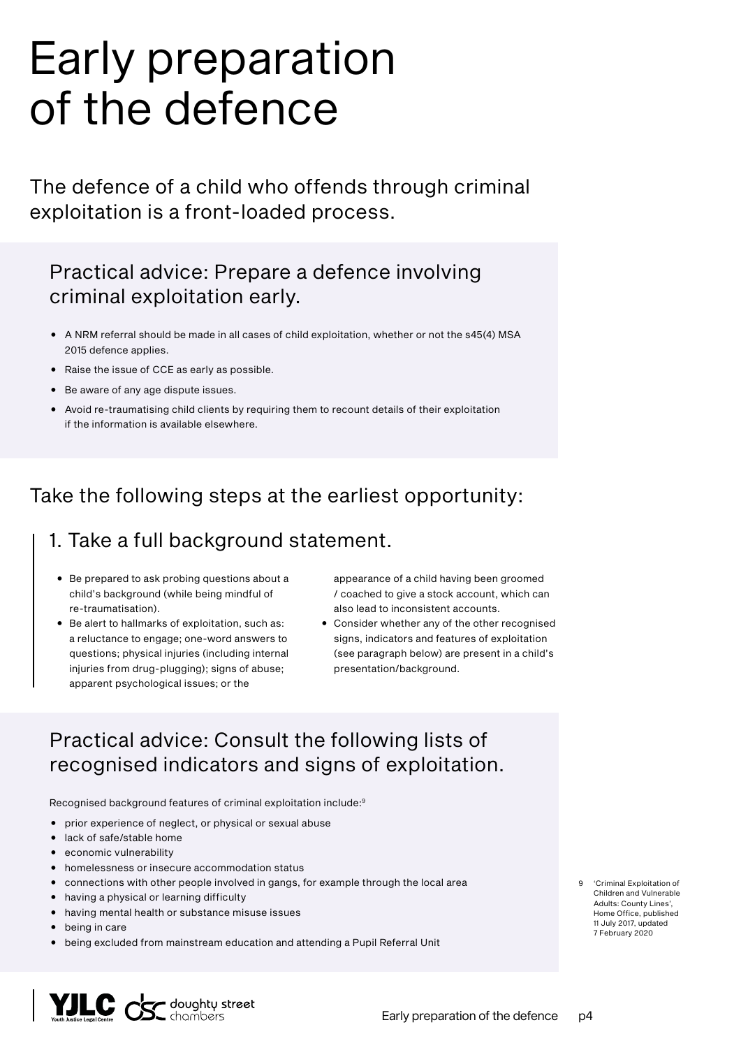# Early preparation of the defence

## The defence of a child who offends through criminal exploitation is a front-loaded process.

### Practical advice: Prepare a defence involving criminal exploitation early.

- A NRM referral should be made in all cases of child exploitation, whether or not the s45(4) MSA 2015 defence applies.
- Raise the issue of CCE as early as possible.
- Be aware of any age dispute issues.
- Avoid re-traumatising child clients by requiring them to recount details of their exploitation if the information is available elsewhere.

## Take the following steps at the earliest opportunity:

### 1. Take a full background statement.

- Be prepared to ask probing questions about a child's background (while being mindful of re-traumatisation).
- Be alert to hallmarks of exploitation, such as: a reluctance to engage; one-word answers to questions; physical injuries (including internal injuries from drug-plugging); signs of abuse; apparent psychological issues; or the appearance of a child having been groomed / coached to give a stock account, which can also lead to inconsistent accounts.
- Consider whether any of the other recognised signs, indicators and features of exploitation (see paragraph below) are present in a child's presentation/background.

### Practical advice: Consult the following lists of recognised indicators and signs of exploitation.

Recognised background features of criminal exploitation include:[9]

- prior experience of neglect, or physical or sexual abuse
- lack of safe/stable home
- economic vulnerability
- homelessness or insecure accommodation status
- connections with other people involved in gangs, for example through the local area
- having a physical or learning difficulty
- having mental health or substance misuse issues
- being in care
- being excluded from mainstream education and attending a Pupil Referral Unit

9 'Criminal Exploitation of Children and Vulnerable Adults: County Lines', Home Office, published 11 July 2017, updated 7 February 2020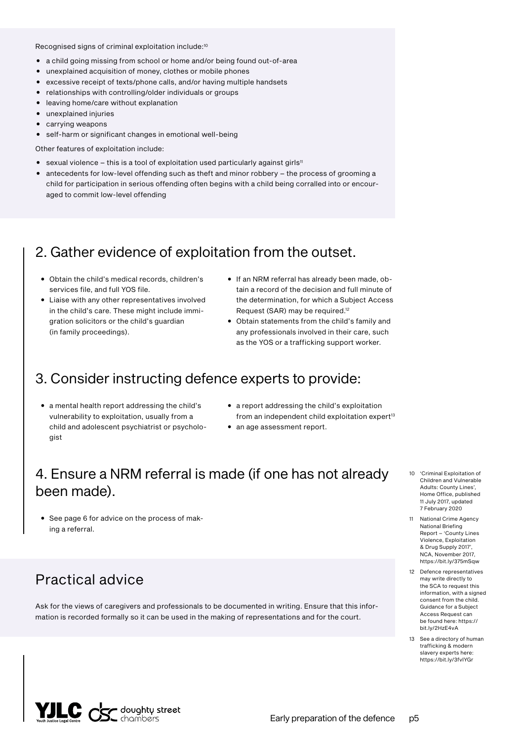Recognised signs of criminal exploitation include:[10]

- a child going missing from school or home and/or being found out-of-area
- unexplained acquisition of money, clothes or mobile phones
- excessive receipt of texts/phone calls, and/or having multiple handsets
- relationships with controlling/older individuals or groups
- leaving home/care without explanation
- unexplained injuries
- carrying weapons
- self-harm or significant changes in emotional well-being

Other features of exploitation include:

- sexual violence – this is a tool of exploitation used particularly against girls[11]
- antecedents for low-level offending such as theft and minor robbery – the process of grooming a child for participation in serious offending often begins with a child being corralled into or encouraged to commit low-level offending

## 2. Gather evidence of exploitation from the outset.

- Obtain the child's medical records, children's services file, and full YOS file.
- Liaise with any other representatives involved in the child's care. These might include immigration solicitors or the child's guardian (in family proceedings).
- If an NRM referral has already been made, obtain a record of the decision and full minute of the determination, for which a Subject Access Request (SAR) may be required.[12]
- Obtain statements from the child's family and any professionals involved in their care, such as the YOS or a trafficking support worker.

## 3. Consider instructing defence experts to provide:

- a mental health report addressing the child's vulnerability to exploitation, usually from a child and adolescent psychiatrist or psychologist
- a report addressing the child's exploitation from an independent child exploitation expert[13]
- an age assessment report.

## 4. Ensure a NRM referral is made (if one has not already been made).

- See page 6 for advice on the process of making a referral.

## Practical advice

Ask for the views of caregivers and professionals to be documented in writing. Ensure that this information is recorded formally so it can be used in the making of representations and for the court.

10 'Criminal Exploitation of Children and Vulnerable Adults: County Lines', Home Office, published 11 July 2017, updated 7 February 2020

11 National Crime Agency National Briefing Report – 'County Lines Violence, Exploitation & Drug Supply 2017', NCA, November 2017, https://bit.ly/375mSqw

12 Defence representatives may write directly to the SCA to request this information, with a signed consent from the child. Guidance for a Subject Access Request can be found here: https://bit.ly/2HzE4vA

13 See a directory of human trafficking & modern slavery experts here: https://bit.ly/3fvIYGr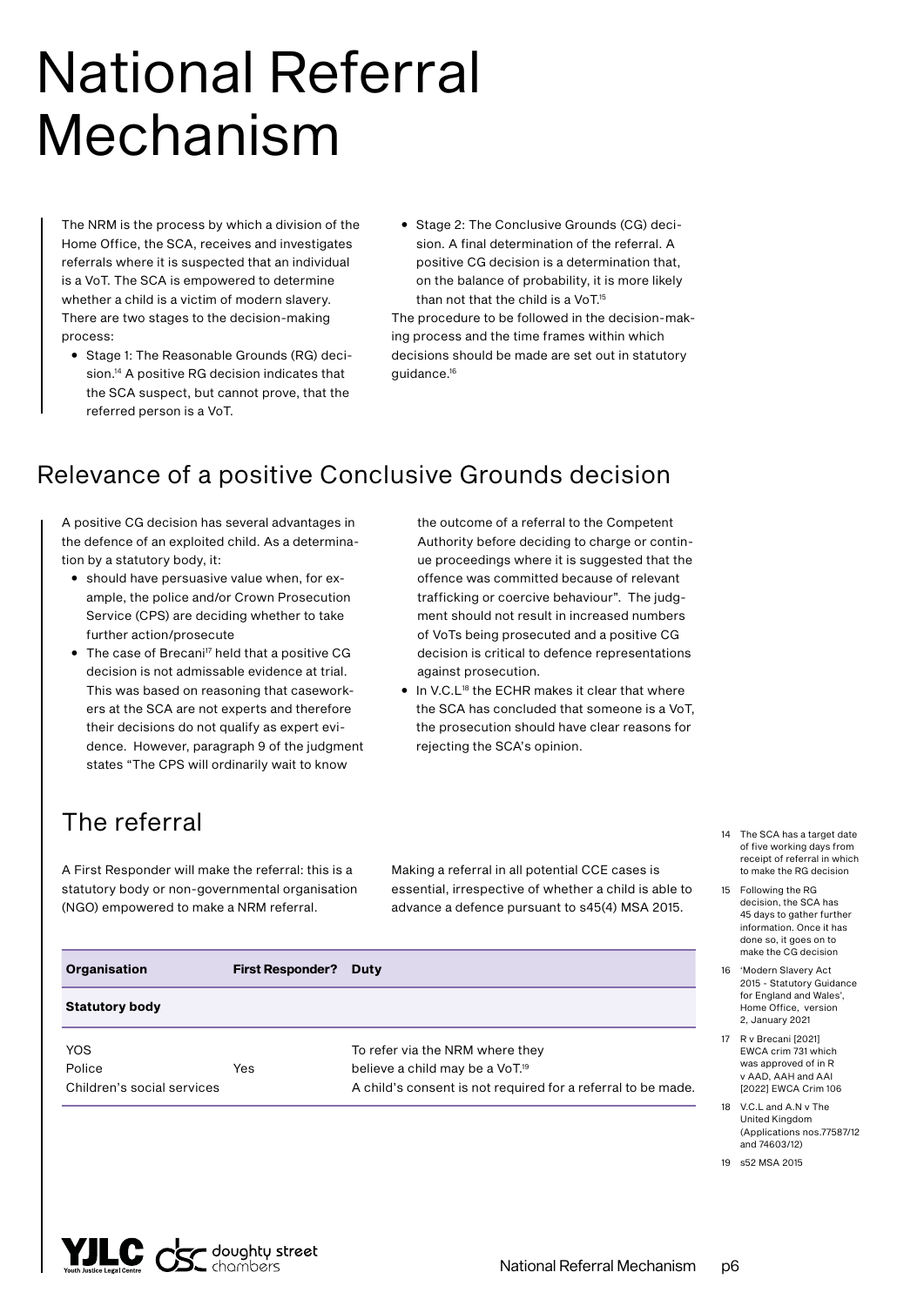# National Referral Mechanism

The NRM is the process by which a division of the Home Office, the SCA, receives and investigates referrals where it is suspected that an individual is a VoT. The SCA is empowered to determine whether a child is a victim of modern slavery. There are two stages to the decision-making process:

- Stage 1: The Reasonable Grounds (RG) decision.[14] A positive RG decision indicates that the SCA suspect, but cannot prove, that the referred person is a VoT.
- Stage 2: The Conclusive Grounds (CG) decision. A final determination of the referral. A positive CG decision is a determination that, on the balance of probability, it is more likely than not that the child is a VoT.[15]

The procedure to be followed in the decision-making process and the time frames within which decisions should be made are set out in statutory guidance.[16]

## Relevance of a positive Conclusive Grounds decision

A positive CG decision has several advantages in the defence of an exploited child. As a determination by a statutory body, it:

- should have persuasive value when, for example, the police and/or Crown Prosecution Service (CPS) are deciding whether to take further action/prosecute
- The case of Brecani[17] held that a positive CG decision is not admissable evidence at trial. This was based on reasoning that caseworkers at the SCA are not experts and therefore their decisions do not qualify as expert evidence. However, paragraph 9 of the judgment states "The CPS will ordinarily wait to know the outcome of a referral to the Competent Authority before deciding to charge or continue proceedings where it is suggested that the offence was committed because of relevant trafficking or coercive behaviour". The judgment should not result in increased numbers of VoTs being prosecuted and a positive CG decision is critical to defence representations against prosecution.
- In V.C.L[18] the ECHR makes it clear that where the SCA has concluded that someone is a VoT, the prosecution should have clear reasons for rejecting the SCA's opinion.

## The referral

A First Responder will make the referral: this is a statutory body or non-governmental organisation (NGO) empowered to make a NRM referral.

Making a referral in all potential CCE cases is essential, irrespective of whether a child is able to advance a defence pursuant to s45(4) MSA 2015.

| Organisation | First Responder? | Duty |
|---|---|---|
| **Statutory body** | | |
| YOS<br>Police<br>Children's social services | Yes | To refer via the NRM where they believe a child may be a VoT.[19]<br>A child's consent is not required for a referral to be made. |

14 The SCA has a target date of five working days from receipt of referral in which to make the RG decision

15 Following the RG decision, the SCA has 45 days to gather further information. Once it has done so, it goes on to make the CG decision

16 'Modern Slavery Act 2015 - Statutory Guidance for England and Wales', Home Office, version 2, January 2021

17 R v Brecani [2021] EWCA crim 731 which was approved of in R v AAD, AAH and AAI [2022] EWCA Crim 106

18 V.C.L and A.N v The United Kingdom (Applications nos.77587/12 and 74603/12)

19 s52 MSA 2015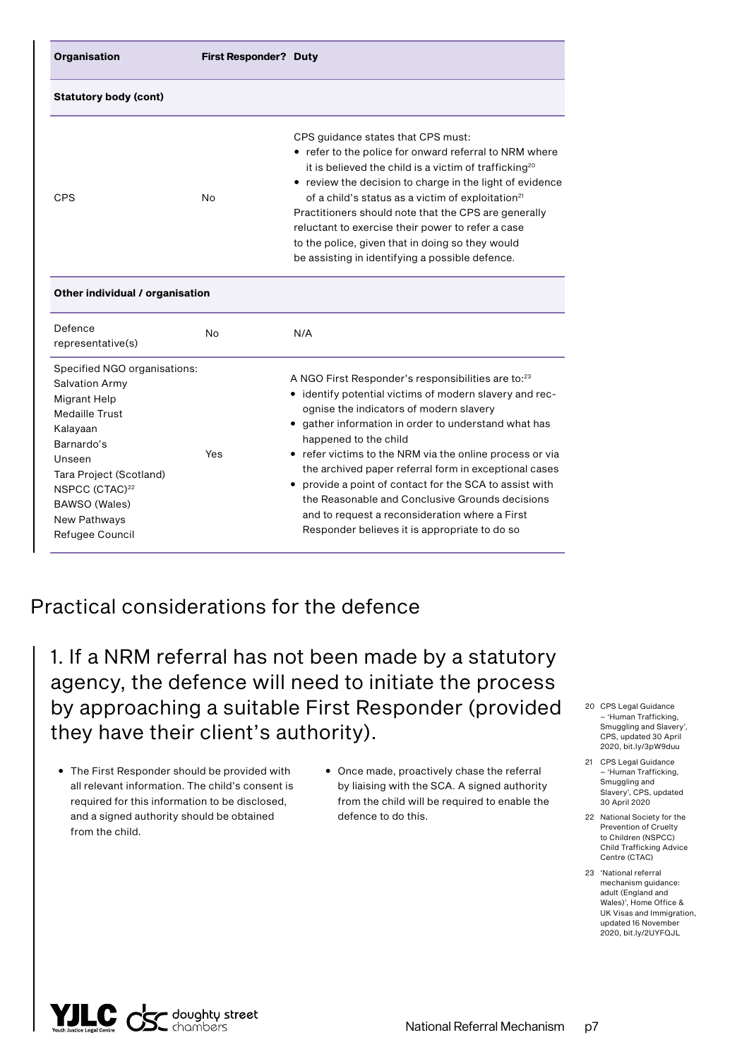| Organisation | First Responder? | Duty |
|---|---|---|
| **Statutory body (cont)** | | |
| CPS | No | CPS guidance states that CPS must:<br>• refer to the police for onward referral to NRM where it is believed the child is a victim of trafficking[20]<br>• review the decision to charge in the light of evidence of a child's status as a victim of exploitation[21]<br>Practitioners should note that the CPS are generally reluctant to exercise their power to refer a case to the police, given that in doing so they would be assisting in identifying a possible defence. |
| **Other individual / organisation** | | |
| Defence representative(s) | No | N/A |
| Specified NGO organisations:<br>Salvation Army<br>Migrant Help<br>Medaille Trust<br>Kalayaan<br>Barnardo's<br>Unseen<br>Tara Project (Scotland)<br>NSPCC (CTAC)[22]<br>BAWSO (Wales)<br>New Pathways<br>Refugee Council | Yes | A NGO First Responder's responsibilities are to:[23]<br>• identify potential victims of modern slavery and recognise the indicators of modern slavery<br>• gather information in order to understand what has happened to the child<br>• refer victims to the NRM via the online process or via the archived paper referral form in exceptional cases<br>• provide a point of contact for the SCA to assist with the Reasonable and Conclusive Grounds decisions and to request a reconsideration where a First Responder believes it is appropriate to do so |

## Practical considerations for the defence

### 1. If a NRM referral has not been made by a statutory agency, the defence will need to initiate the process by approaching a suitable First Responder (provided they have their client's authority).

- The First Responder should be provided with all relevant information. The child's consent is required for this information to be disclosed, and a signed authority should be obtained from the child.
- Once made, proactively chase the referral by liaising with the SCA. A signed authority from the child will be required to enable the defence to do this.

20 CPS Legal Guidance – 'Human Trafficking, Smuggling and Slavery', CPS, updated 30 April 2020, bit.ly/3pW9duu

21 CPS Legal Guidance – 'Human Trafficking, Smuggling and Slavery', CPS, updated 30 April 2020

22 National Society for the Prevention of Cruelty to Children (NSPCC) Child Trafficking Advice Centre (CTAC)

23 'National referral mechanism guidance: adult (England and Wales)', Home Office & UK Visas and Immigration, updated 16 November 2020, bit.ly/2UYFQJL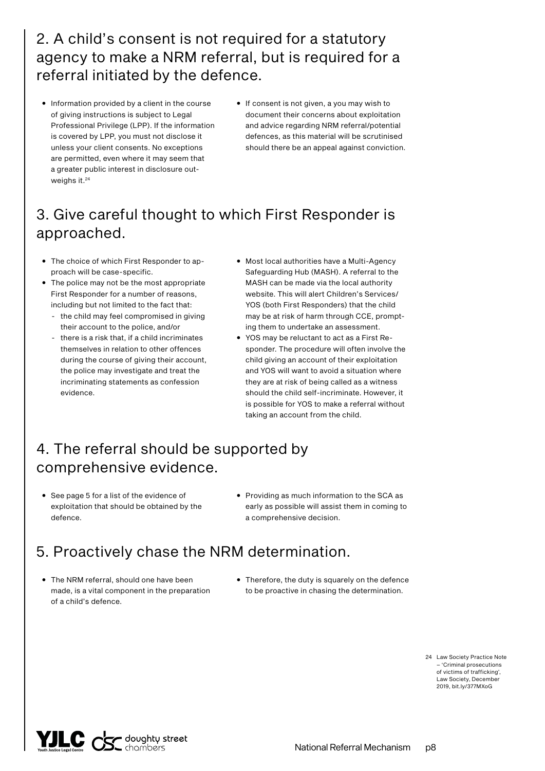## 2. A child's consent is not required for a statutory agency to make a NRM referral, but is required for a referral initiated by the defence.

- Information provided by a client in the course of giving instructions is subject to Legal Professional Privilege (LPP). If the information is covered by LPP, you must not disclose it unless your client consents. No exceptions are permitted, even where it may seem that a greater public interest in disclosure outweighs it.[24]
- If consent is not given, a you may wish to document their concerns about exploitation and advice regarding NRM referral/potential defences, as this material will be scrutinised should there be an appeal against conviction.

## 3. Give careful thought to which First Responder is approached.

- The choice of which First Responder to approach will be case-specific.
- The police may not be the most appropriate First Responder for a number of reasons, including but not limited to the fact that:
  - the child may feel compromised in giving their account to the police, and/or
  - there is a risk that, if a child incriminates themselves in relation to other offences during the course of giving their account, the police may investigate and treat the incriminating statements as confession evidence.
- Most local authorities have a Multi-Agency Safeguarding Hub (MASH). A referral to the MASH can be made via the local authority website. This will alert Children's Services/ YOS (both First Responders) that the child may be at risk of harm through CCE, prompting them to undertake an assessment.
- YOS may be reluctant to act as a First Responder. The procedure will often involve the child giving an account of their exploitation and YOS will want to avoid a situation where they are at risk of being called as a witness should the child self-incriminate. However, it is possible for YOS to make a referral without taking an account from the child.

## 4. The referral should be supported by comprehensive evidence.

- See page 5 for a list of the evidence of exploitation that should be obtained by the defence.
- Providing as much information to the SCA as early as possible will assist them in coming to a comprehensive decision.

## 5. Proactively chase the NRM determination.

- The NRM referral, should one have been made, is a vital component in the preparation of a child's defence.
- Therefore, the duty is squarely on the defence to be proactive in chasing the determination.

24 Law Society Practice Note – 'Criminal prosecutions of victims of trafficking', Law Society, December 2019, bit.ly/377MXoG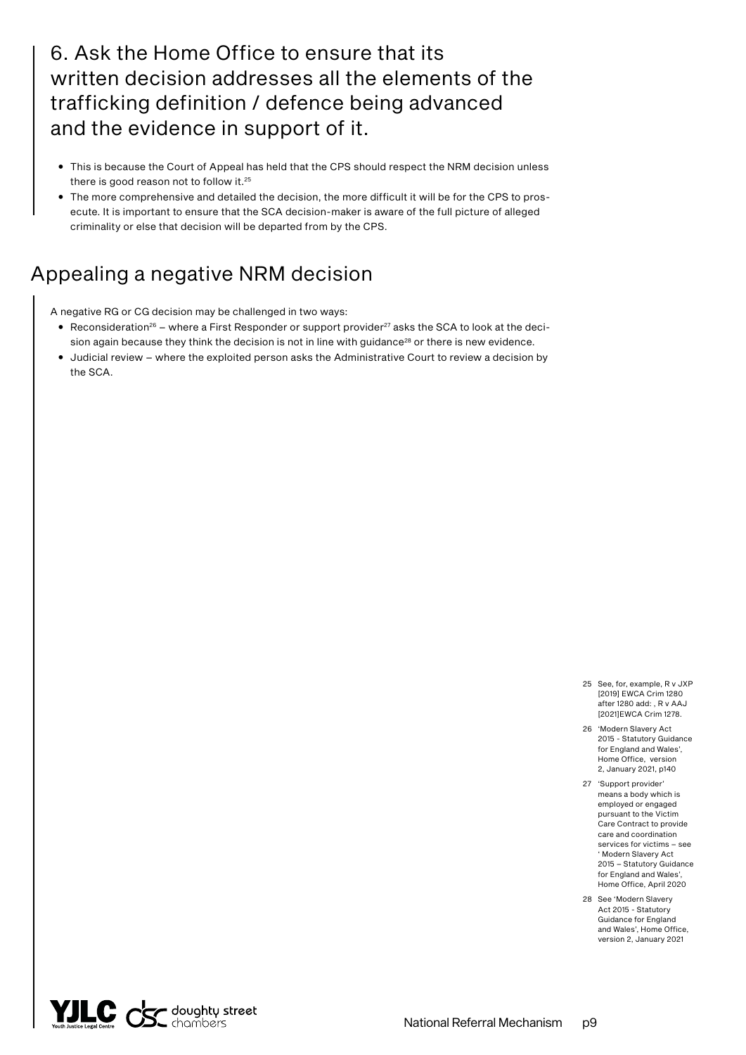## 6. Ask the Home Office to ensure that its written decision addresses all the elements of the trafficking definition / defence being advanced and the evidence in support of it.

- This is because the Court of Appeal has held that the CPS should respect the NRM decision unless there is good reason not to follow it.[25]
- The more comprehensive and detailed the decision, the more difficult it will be for the CPS to prosecute. It is important to ensure that the SCA decision-maker is aware of the full picture of alleged criminality or else that decision will be departed from by the CPS.

## Appealing a negative NRM decision

A negative RG or CG decision may be challenged in two ways:

- Reconsideration[26] – where a First Responder or support provider[27] asks the SCA to look at the decision again because they think the decision is not in line with guidance[28] or there is new evidence.
- Judicial review – where the exploited person asks the Administrative Court to review a decision by the SCA.

25 See, for, example, R v JXP [2019] EWCA Crim 1280 after 1280 add: , R v AAJ [2021]EWCA Crim 1278.

26 'Modern Slavery Act 2015 - Statutory Guidance for England and Wales', Home Office, version 2, January 2021, p140

27 'Support provider' means a body which is employed or engaged pursuant to the Victim Care Contract to provide care and coordination services for victims – see ' Modern Slavery Act 2015 – Statutory Guidance for England and Wales', Home Office, April 2020

28 See 'Modern Slavery Act 2015 - Statutory Guidance for England and Wales', Home Office, version 2, January 2021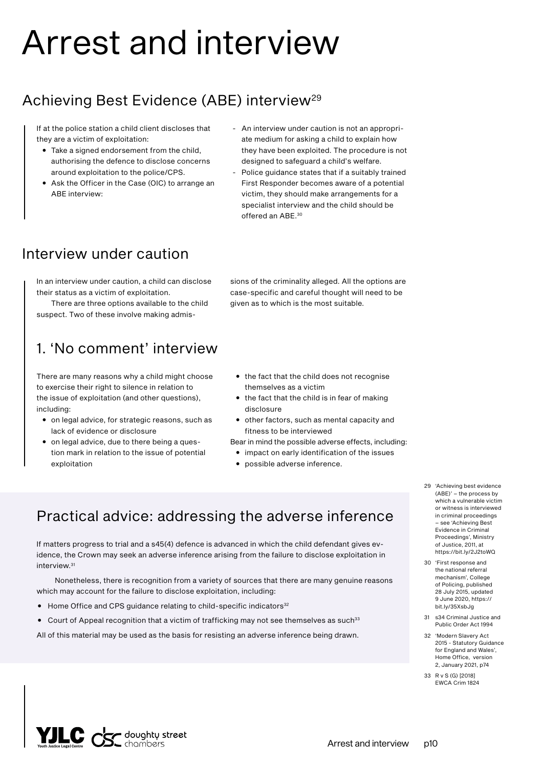# Arrest and interview

## Achieving Best Evidence (ABE) interview[29]

If at the police station a child client discloses that they are a victim of exploitation:

- Take a signed endorsement from the child, authorising the defence to disclose concerns around exploitation to the police/CPS.
- Ask the Officer in the Case (OIC) to arrange an ABE interview:
  - An interview under caution is not an appropriate medium for asking a child to explain how they have been exploited. The procedure is not designed to safeguard a child's welfare.
  - Police guidance states that if a suitably trained First Responder becomes aware of a potential victim, they should make arrangements for a specialist interview and the child should be offered an ABE.[30]

## Interview under caution

In an interview under caution, a child can disclose their status as a victim of exploitation.

There are three options available to the child suspect. Two of these involve making admissions of the criminality alleged. All the options are case-specific and careful thought will need to be given as to which is the most suitable.

## 1. 'No comment' interview

There are many reasons why a child might choose to exercise their right to silence in relation to the issue of exploitation (and other questions), including:

- on legal advice, for strategic reasons, such as lack of evidence or disclosure
- on legal advice, due to there being a question mark in relation to the issue of potential exploitation
- the fact that the child does not recognise themselves as a victim
- the fact that the child is in fear of making disclosure
- other factors, such as mental capacity and fitness to be interviewed

Bear in mind the possible adverse effects, including:

- impact on early identification of the issues
- possible adverse inference.

## Practical advice: addressing the adverse inference

If matters progress to trial and a s45(4) defence is advanced in which the child defendant gives evidence, the Crown may seek an adverse inference arising from the failure to disclose exploitation in interview.[31]

Nonetheless, there is recognition from a variety of sources that there are many genuine reasons which may account for the failure to disclose exploitation, including:

- Home Office and CPS guidance relating to child-specific indicators[32]
- Court of Appeal recognition that a victim of trafficking may not see themselves as such[33]

All of this material may be used as the basis for resisting an adverse inference being drawn.

29 'Achieving best evidence (ABE)' – the process by which a vulnerable victim or witness is interviewed in criminal proceedings – see 'Achieving Best Evidence in Criminal Proceedings', Ministry of Justice, 2011, at https://bit.ly/2J2toWQ

30 'First response and the national referral mechanism', College of Policing, published 28 July 2015, updated 9 June 2020, https://bit.ly/35XsbJg

31 s34 Criminal Justice and Public Order Act 1994

32 'Modern Slavery Act 2015 - Statutory Guidance for England and Wales', Home Office, version 2, January 2021, p74

33 R v S (G) [2018] EWCA Crim 1824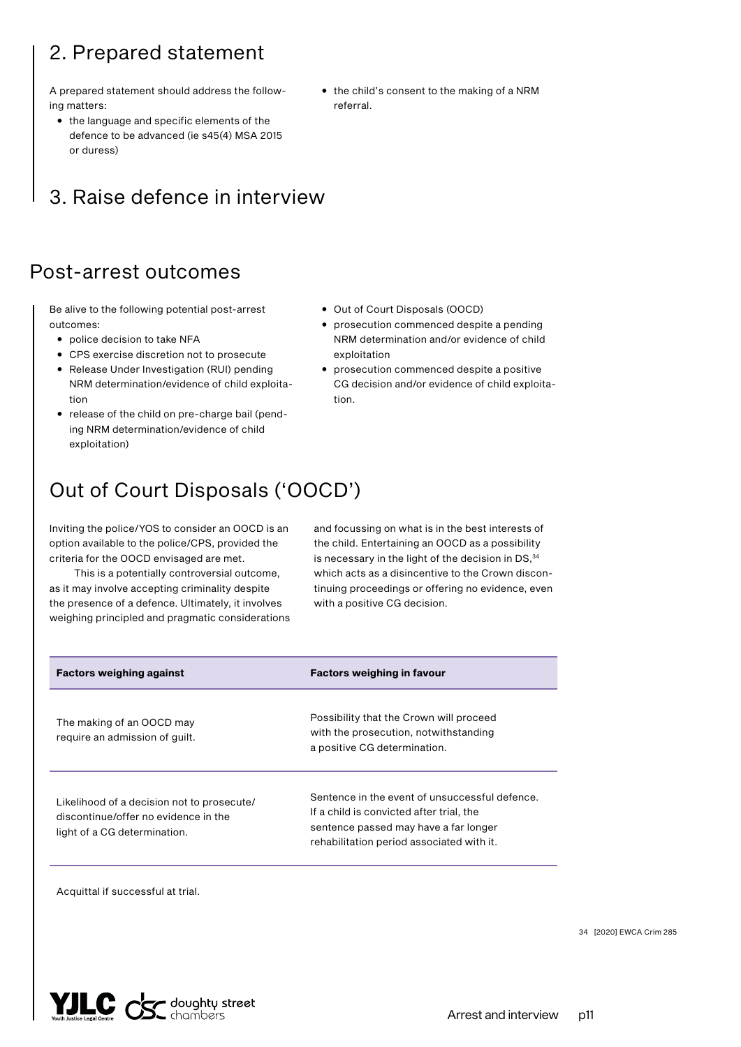## 2. Prepared statement

A prepared statement should address the following matters:

- the language and specific elements of the defence to be advanced (ie s45(4) MSA 2015 or duress)
- the child's consent to the making of a NRM referral.

## 3. Raise defence in interview

# Post-arrest outcomes

Be alive to the following potential post-arrest outcomes:

- police decision to take NFA
- CPS exercise discretion not to prosecute
- Release Under Investigation (RUI) pending NRM determination/evidence of child exploitation
- release of the child on pre-charge bail (pending NRM determination/evidence of child exploitation)
- Out of Court Disposals (OOCD)
- prosecution commenced despite a pending NRM determination and/or evidence of child exploitation
- prosecution commenced despite a positive CG decision and/or evidence of child exploitation.

## Out of Court Disposals ('OOCD')

Inviting the police/YOS to consider an OOCD is an option available to the police/CPS, provided the criteria for the OOCD envisaged are met.

This is a potentially controversial outcome, as it may involve accepting criminality despite the presence of a defence. Ultimately, it involves weighing principled and pragmatic considerations and focussing on what is in the best interests of the child. Entertaining an OOCD as a possibility is necessary in the light of the decision in DS,[34] which acts as a disincentive to the Crown discontinuing proceedings or offering no evidence, even with a positive CG decision.

| Factors weighing against | Factors weighing in favour |
| --- | --- |
| The making of an OOCD may require an admission of guilt. | Possibility that the Crown will proceed with the prosecution, notwithstanding a positive CG determination. |
| Likelihood of a decision not to prosecute/discontinue/offer no evidence in the light of a CG determination. | Sentence in the event of unsuccessful defence. If a child is convicted after trial, the sentence passed may have a far longer rehabilitation period associated with it. |
| Acquittal if successful at trial. | |

34 [2020] EWCA Crim 285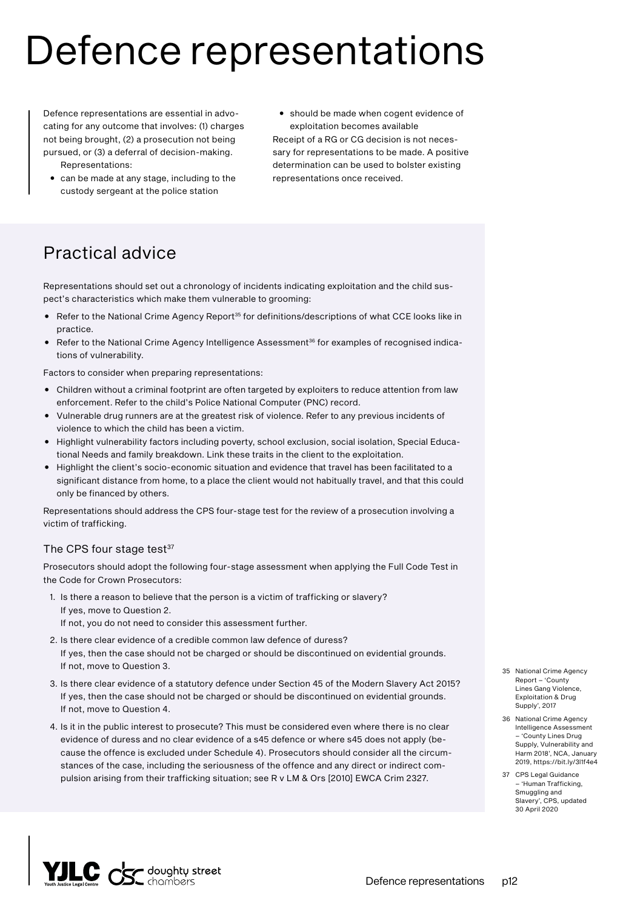# Defence representations

Defence representations are essential in advocating for any outcome that involves: (1) charges not being brought, (2) a prosecution not being pursued, or (3) a deferral of decision-making.

Representations:

- can be made at any stage, including to the custody sergeant at the police station
- should be made when cogent evidence of exploitation becomes available

Receipt of a RG or CG decision is not necessary for representations to be made. A positive determination can be used to bolster existing representations once received.

## Practical advice

Representations should set out a chronology of incidents indicating exploitation and the child suspect's characteristics which make them vulnerable to grooming:

- Refer to the National Crime Agency Report[35] for definitions/descriptions of what CCE looks like in practice.
- Refer to the National Crime Agency Intelligence Assessment[36] for examples of recognised indications of vulnerability.

Factors to consider when preparing representations:

- Children without a criminal footprint are often targeted by exploiters to reduce attention from law enforcement. Refer to the child's Police National Computer (PNC) record.
- Vulnerable drug runners are at the greatest risk of violence. Refer to any previous incidents of violence to which the child has been a victim.
- Highlight vulnerability factors including poverty, school exclusion, social isolation, Special Educational Needs and family breakdown. Link these traits in the client to the exploitation.
- Highlight the client's socio-economic situation and evidence that travel has been facilitated to a significant distance from home, to a place the client would not habitually travel, and that this could only be financed by others.

Representations should address the CPS four-stage test for the review of a prosecution involving a victim of trafficking.

### The CPS four stage test[37]

Prosecutors should adopt the following four-stage assessment when applying the Full Code Test in the Code for Crown Prosecutors:

1. Is there a reason to believe that the person is a victim of trafficking or slavery?
   If yes, move to Question 2.
   If not, you do not need to consider this assessment further.
2. Is there clear evidence of a credible common law defence of duress?
   If yes, then the case should not be charged or should be discontinued on evidential grounds.
   If not, move to Question 3.
3. Is there clear evidence of a statutory defence under Section 45 of the Modern Slavery Act 2015?
   If yes, then the case should not be charged or should be discontinued on evidential grounds.
   If not, move to Question 4.
4. Is it in the public interest to prosecute? This must be considered even where there is no clear evidence of duress and no clear evidence of a s45 defence or where s45 does not apply (because the offence is excluded under Schedule 4). Prosecutors should consider all the circumstances of the case, including the seriousness of the offence and any direct or indirect compulsion arising from their trafficking situation; see R v LM & Ors [2010] EWCA Crim 2327.

35 National Crime Agency Report – 'County Lines Gang Violence, Exploitation & Drug Supply', 2017

36 National Crime Agency Intelligence Assessment – 'County Lines Drug Supply, Vulnerability and Harm 2018', NCA, January 2019, https://bit.ly/3l1f4e4

37 CPS Legal Guidance – 'Human Trafficking, Smuggling and Slavery', CPS, updated 30 April 2020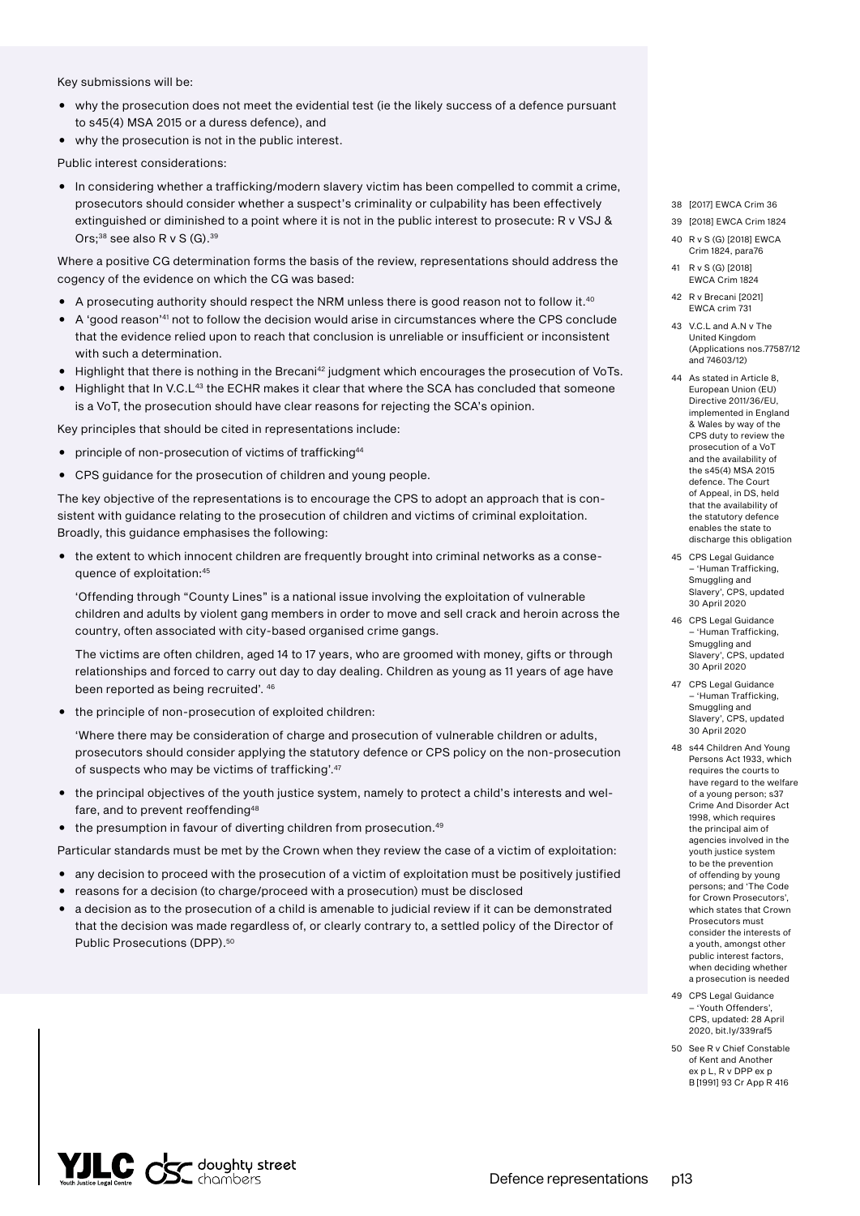Key submissions will be:

- why the prosecution does not meet the evidential test (ie the likely success of a defence pursuant to s45(4) MSA 2015 or a duress defence), and
- why the prosecution is not in the public interest.

Public interest considerations:

- In considering whether a trafficking/modern slavery victim has been compelled to commit a crime, prosecutors should consider whether a suspect's criminality or culpability has been effectively extinguished or diminished to a point where it is not in the public interest to prosecute: R v VSJ & Ors;[38] see also R v S (G).[39]

Where a positive CG determination forms the basis of the review, representations should address the cogency of the evidence on which the CG was based:

- A prosecuting authority should respect the NRM unless there is good reason not to follow it.[40]
- A 'good reason'[41] not to follow the decision would arise in circumstances where the CPS conclude that the evidence relied upon to reach that conclusion is unreliable or insufficient or inconsistent with such a determination.
- Highlight that there is nothing in the Brecani[42] judgment which encourages the prosecution of VoTs.
- Highlight that In V.C.L[43] the ECHR makes it clear that where the SCA has concluded that someone is a VoT, the prosecution should have clear reasons for rejecting the SCA's opinion.

Key principles that should be cited in representations include:

- principle of non-prosecution of victims of trafficking[44]
- CPS guidance for the prosecution of children and young people.

The key objective of the representations is to encourage the CPS to adopt an approach that is consistent with guidance relating to the prosecution of children and victims of criminal exploitation. Broadly, this guidance emphasises the following:

- the extent to which innocent children are frequently brought into criminal networks as a consequence of exploitation:[45]

  'Offending through "County Lines" is a national issue involving the exploitation of vulnerable children and adults by violent gang members in order to move and sell crack and heroin across the country, often associated with city-based organised crime gangs.

  The victims are often children, aged 14 to 17 years, who are groomed with money, gifts or through relationships and forced to carry out day to day dealing. Children as young as 11 years of age have been reported as being recruited'. [46]

- the principle of non-prosecution of exploited children:

  'Where there may be consideration of charge and prosecution of vulnerable children or adults, prosecutors should consider applying the statutory defence or CPS policy on the non-prosecution of suspects who may be victims of trafficking'.[47]

- the principal objectives of the youth justice system, namely to protect a child's interests and welfare, and to prevent reoffending[48]
- the presumption in favour of diverting children from prosecution.[49]

Particular standards must be met by the Crown when they review the case of a victim of exploitation:

- any decision to proceed with the prosecution of a victim of exploitation must be positively justified
- reasons for a decision (to charge/proceed with a prosecution) must be disclosed
- a decision as to the prosecution of a child is amenable to judicial review if it can be demonstrated that the decision was made regardless of, or clearly contrary to, a settled policy of the Director of Public Prosecutions (DPP).[50]

---

38 [2017] EWCA Crim 36

39 [2018] EWCA Crim 1824

40 R v S (G) [2018] EWCA Crim 1824, para76

41 R v S (G) [2018] EWCA Crim 1824

42 R v Brecani [2021] EWCA crim 731

43 V.C.L and A.N v The United Kingdom (Applications nos.77587/12 and 74603/12)

44 As stated in Article 8, European Union (EU) Directive 2011/36/EU, implemented in England & Wales by way of the CPS duty to review the prosecution of a VoT and the availability of the s45(4) MSA 2015 defence. The Court of Appeal, in DS, held that the availability of the statutory defence enables the state to discharge this obligation

45 CPS Legal Guidance – 'Human Trafficking, Smuggling and Slavery', CPS, updated 30 April 2020

46 CPS Legal Guidance – 'Human Trafficking, Smuggling and Slavery', CPS, updated 30 April 2020

47 CPS Legal Guidance – 'Human Trafficking, Smuggling and Slavery', CPS, updated 30 April 2020

48 s44 Children And Young Persons Act 1933, which requires the courts to have regard to the welfare of a young person; s37 Crime And Disorder Act 1998, which requires the principal aim of agencies involved in the youth justice system to be the prevention of offending by young persons; and 'The Code for Crown Prosecutors', which states that Crown Prosecutors must consider the interests of a youth, amongst other public interest factors, when deciding whether a prosecution is needed

49 CPS Legal Guidance – 'Youth Offenders', CPS, updated: 28 April 2020, bit.ly/339raf5

50 See R v Chief Constable of Kent and Another ex p L, R v DPP ex p B [1991] 93 Cr App R 416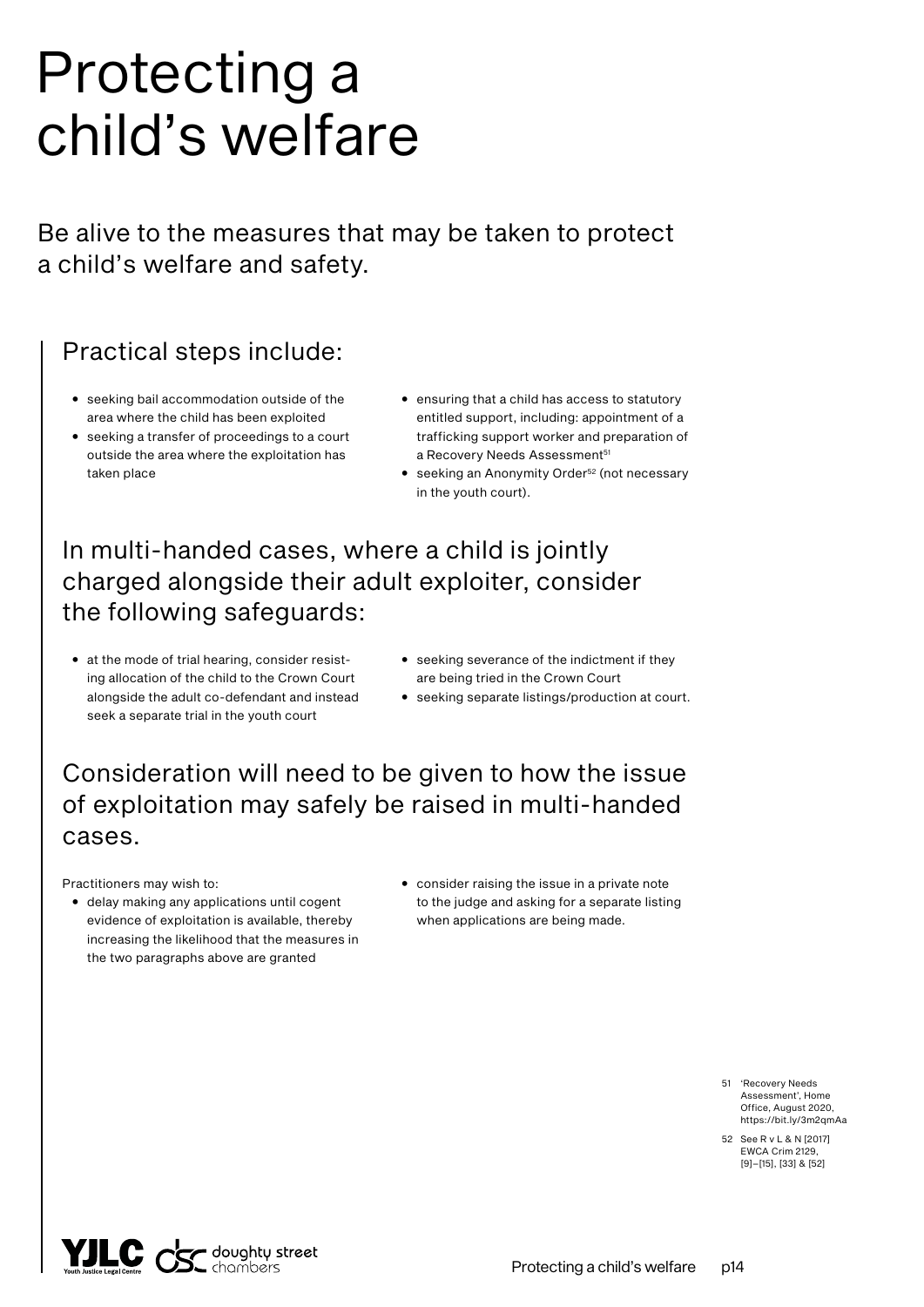# Protecting a child's welfare

Be alive to the measures that may be taken to protect a child's welfare and safety.

## Practical steps include:

- seeking bail accommodation outside of the area where the child has been exploited
- seeking a transfer of proceedings to a court outside the area where the exploitation has taken place
- ensuring that a child has access to statutory entitled support, including: appointment of a trafficking support worker and preparation of a Recovery Needs Assessment[51]
- seeking an Anonymity Order[52] (not necessary in the youth court).

## In multi-handed cases, where a child is jointly charged alongside their adult exploiter, consider the following safeguards:

- at the mode of trial hearing, consider resisting allocation of the child to the Crown Court alongside the adult co-defendant and instead seek a separate trial in the youth court
- seeking severance of the indictment if they are being tried in the Crown Court
- seeking separate listings/production at court.

## Consideration will need to be given to how the issue of exploitation may safely be raised in multi-handed cases.

Practitioners may wish to:

- delay making any applications until cogent evidence of exploitation is available, thereby increasing the likelihood that the measures in the two paragraphs above are granted
- consider raising the issue in a private note to the judge and asking for a separate listing when applications are being made.

51 'Recovery Needs Assessment', Home Office, August 2020, https://bit.ly/3m2qmAa

52 See R v L & N [2017] EWCA Crim 2129, [9]–[15], [33] & [52]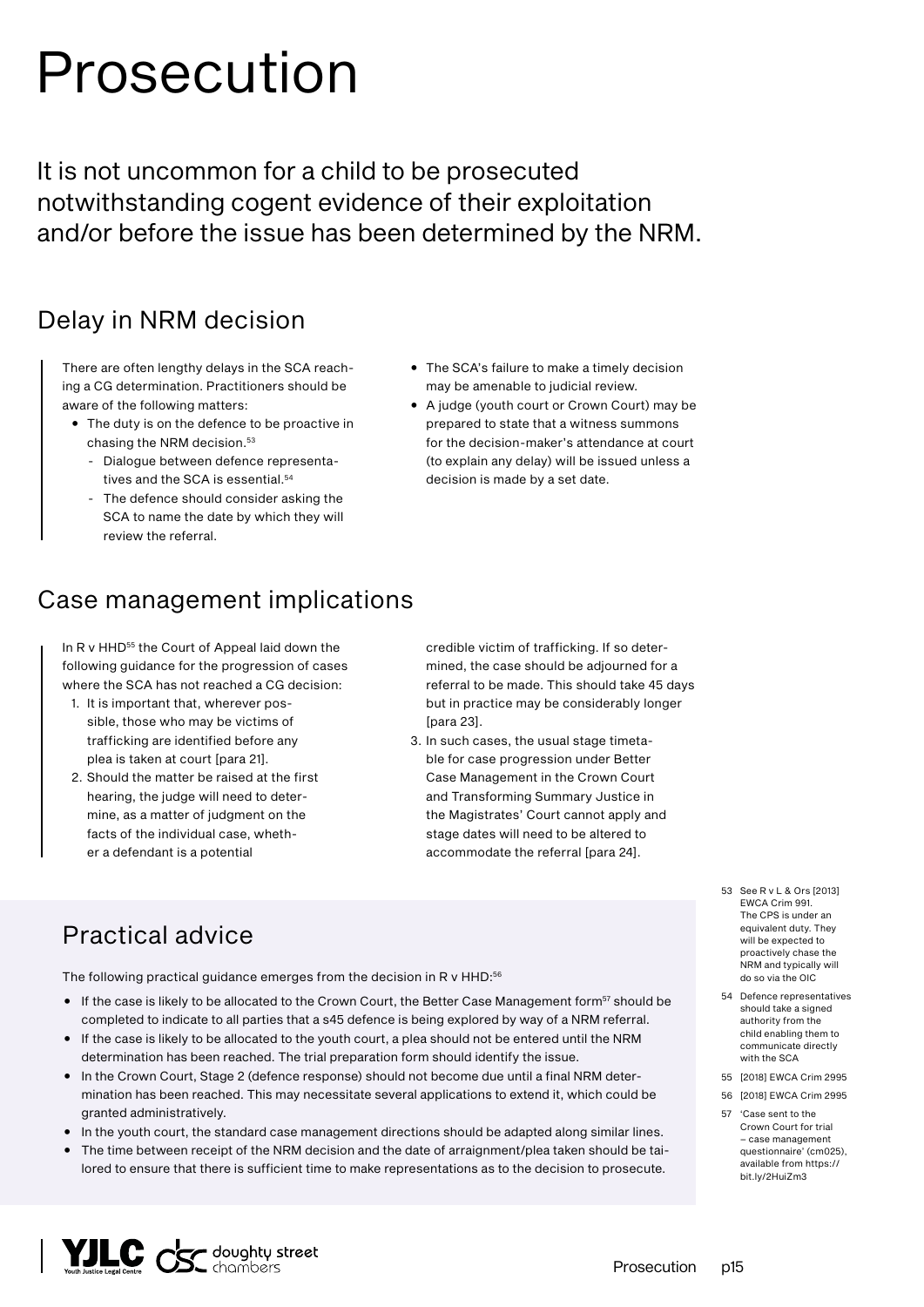# Prosecution

It is not uncommon for a child to be prosecuted notwithstanding cogent evidence of their exploitation and/or before the issue has been determined by the NRM.

## Delay in NRM decision

There are often lengthy delays in the SCA reaching a CG determination. Practitioners should be aware of the following matters:

- The duty is on the defence to be proactive in chasing the NRM decision.[53]
  - Dialogue between defence representatives and the SCA is essential.[54]
  - The defence should consider asking the SCA to name the date by which they will review the referral.
- The SCA's failure to make a timely decision may be amenable to judicial review.
- A judge (youth court or Crown Court) may be prepared to state that a witness summons for the decision-maker's attendance at court (to explain any delay) will be issued unless a decision is made by a set date.

## Case management implications

In R v HHD[55] the Court of Appeal laid down the following guidance for the progression of cases where the SCA has not reached a CG decision:

1. It is important that, wherever possible, those who may be victims of trafficking are identified before any plea is taken at court [para 21].
2. Should the matter be raised at the first hearing, the judge will need to determine, as a matter of judgment on the facts of the individual case, whether a defendant is a potential credible victim of trafficking. If so determined, the case should be adjourned for a referral to be made. This should take 45 days but in practice may be considerably longer [para 23].
3. In such cases, the usual stage timetable for case progression under Better Case Management in the Crown Court and Transforming Summary Justice in the Magistrates' Court cannot apply and stage dates will need to be altered to accommodate the referral [para 24].

## Practical advice

The following practical guidance emerges from the decision in R v HHD:[56]

- If the case is likely to be allocated to the Crown Court, the Better Case Management form[57] should be completed to indicate to all parties that a s45 defence is being explored by way of a NRM referral.
- If the case is likely to be allocated to the youth court, a plea should not be entered until the NRM determination has been reached. The trial preparation form should identify the issue.
- In the Crown Court, Stage 2 (defence response) should not become due until a final NRM determination has been reached. This may necessitate several applications to extend it, which could be granted administratively.
- In the youth court, the standard case management directions should be adapted along similar lines.
- The time between receipt of the NRM decision and the date of arraignment/plea taken should be tailored to ensure that there is sufficient time to make representations as to the decision to prosecute.

53 See R v L & Ors [2013] EWCA Crim 991. The CPS is under an equivalent duty. They will be expected to proactively chase the NRM and typically will do so via the OIC

54 Defence representatives should take a signed authority from the child enabling them to communicate directly with the SCA

55 [2018] EWCA Crim 2995

56 [2018] EWCA Crim 2995

57 'Case sent to the Crown Court for trial – case management questionnaire' (cm025), available from https://bit.ly/2HuiZm3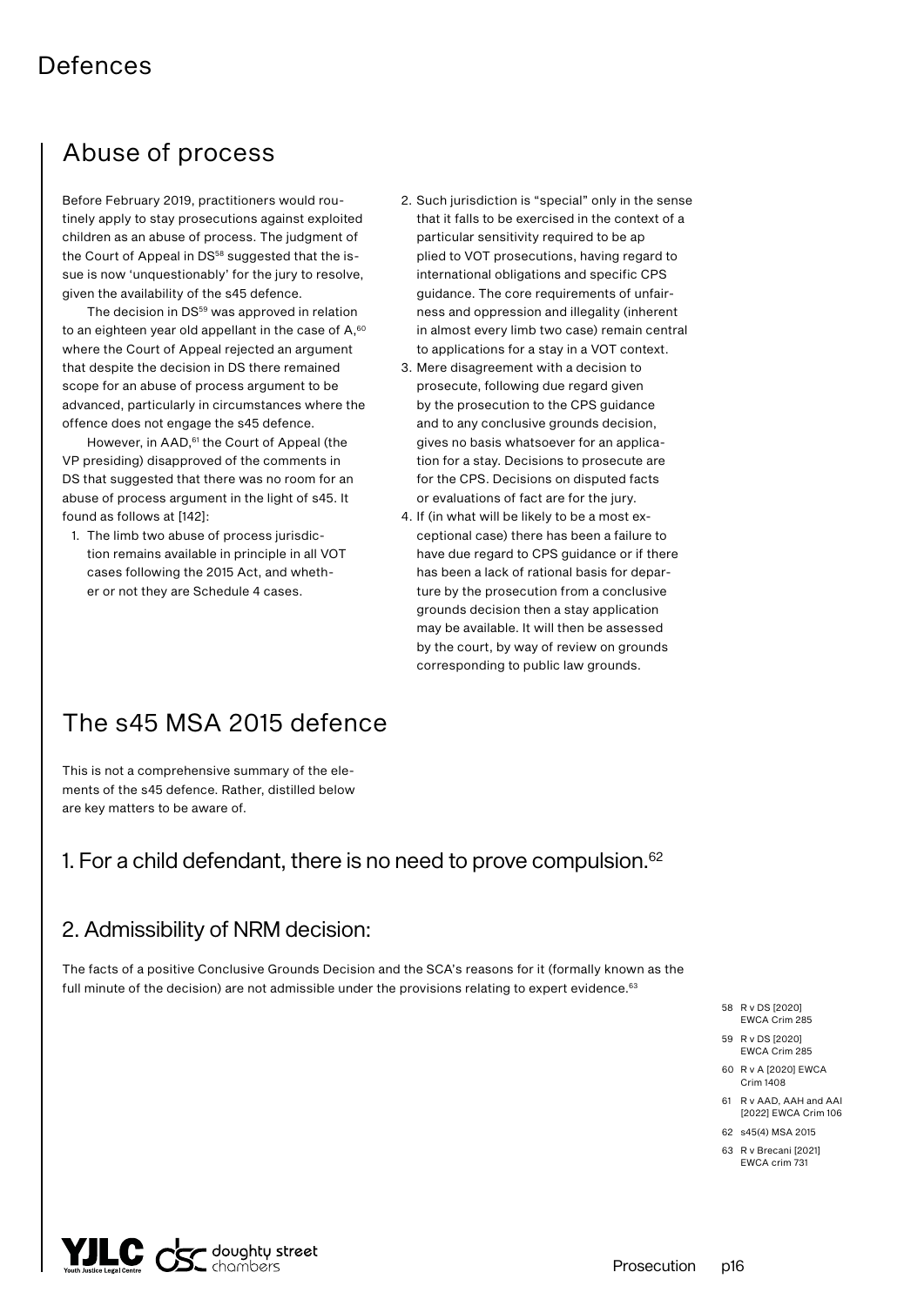# Defences

## Abuse of process

Before February 2019, practitioners would routinely apply to stay prosecutions against exploited children as an abuse of process. The judgment of the Court of Appeal in DS[58] suggested that the issue is now 'unquestionably' for the jury to resolve, given the availability of the s45 defence.

The decision in DS[59] was approved in relation to an eighteen year old appellant in the case of A,[60] where the Court of Appeal rejected an argument that despite the decision in DS there remained scope for an abuse of process argument to be advanced, particularly in circumstances where the offence does not engage the s45 defence.

However, in AAD,[61] the Court of Appeal (the VP presiding) disapproved of the comments in DS that suggested that there was no room for an abuse of process argument in the light of s45. It found as follows at [142]:

1. The limb two abuse of process jurisdiction remains available in principle in all VOT cases following the 2015 Act, and whether or not they are Schedule 4 cases.
2. Such jurisdiction is "special" only in the sense that it falls to be exercised in the context of a particular sensitivity required to be applied to VOT prosecutions, having regard to international obligations and specific CPS guidance. The core requirements of unfairness and oppression and illegality (inherent in almost every limb two case) remain central to applications for a stay in a VOT context.
3. Mere disagreement with a decision to prosecute, following due regard given by the prosecution to the CPS guidance and to any conclusive grounds decision, gives no basis whatsoever for an application for a stay. Decisions to prosecute are for the CPS. Decisions on disputed facts or evaluations of fact are for the jury.
4. If (in what will be likely to be a most exceptional case) there has been a failure to have due regard to CPS guidance or if there has been a lack of rational basis for departure by the prosecution from a conclusive grounds decision then a stay application may be available. It will then be assessed by the court, by way of review on grounds corresponding to public law grounds.

## The s45 MSA 2015 defence

This is not a comprehensive summary of the elements of the s45 defence. Rather, distilled below are key matters to be aware of.

### 1. For a child defendant, there is no need to prove compulsion.[62]

### 2. Admissibility of NRM decision:

The facts of a positive Conclusive Grounds Decision and the SCA's reasons for it (formally known as the full minute of the decision) are not admissible under the provisions relating to expert evidence.[63]

58 R v DS [2020] EWCA Crim 285

59 R v DS [2020] EWCA Crim 285

60 R v A [2020] EWCA Crim 1408

61 R v AAD, AAH and AAI [2022] EWCA Crim 106

62 s45(4) MSA 2015

63 R v Brecani [2021] EWCA crim 731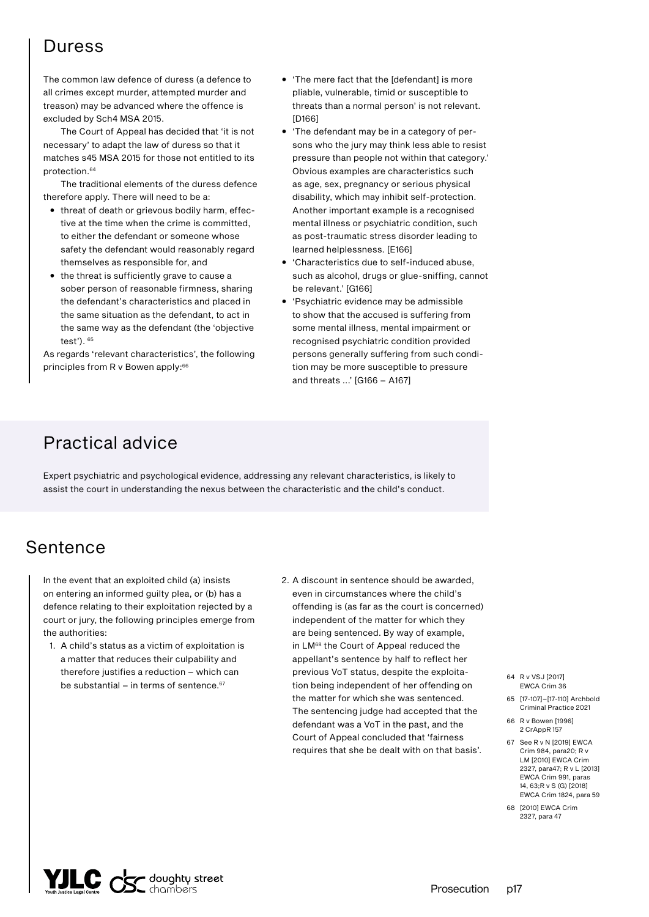## Duress

The common law defence of duress (a defence to all crimes except murder, attempted murder and treason) may be advanced where the offence is excluded by Sch4 MSA 2015.

The Court of Appeal has decided that 'it is not necessary' to adapt the law of duress so that it matches s45 MSA 2015 for those not entitled to its protection.[64]

The traditional elements of the duress defence therefore apply. There will need to be a:

- threat of death or grievous bodily harm, effective at the time when the crime is committed, to either the defendant or someone whose safety the defendant would reasonably regard themselves as responsible for, and
- the threat is sufficiently grave to cause a sober person of reasonable firmness, sharing the defendant's characteristics and placed in the same situation as the defendant, to act in the same way as the defendant (the 'objective test').[65]

As regards 'relevant characteristics', the following principles from R v Bowen apply:[66]

- 'The mere fact that the [defendant] is more pliable, vulnerable, timid or susceptible to threats than a normal person' is not relevant. [D166]
- 'The defendant may be in a category of persons who the jury may think less able to resist pressure than people not within that category.' Obvious examples are characteristics such as age, sex, pregnancy or serious physical disability, which may inhibit self-protection. Another important example is a recognised mental illness or psychiatric condition, such as post-traumatic stress disorder leading to learned helplessness. [E166]
- 'Characteristics due to self-induced abuse, such as alcohol, drugs or glue-sniffing, cannot be relevant.' [G166]
- 'Psychiatric evidence may be admissible to show that the accused is suffering from some mental illness, mental impairment or recognised psychiatric condition provided persons generally suffering from such condition may be more susceptible to pressure and threats ...' [G166 – A167]

## Practical advice

Expert psychiatric and psychological evidence, addressing any relevant characteristics, is likely to assist the court in understanding the nexus between the characteristic and the child's conduct.

## Sentence

In the event that an exploited child (a) insists on entering an informed guilty plea, or (b) has a defence relating to their exploitation rejected by a court or jury, the following principles emerge from the authorities:

1. A child's status as a victim of exploitation is a matter that reduces their culpability and therefore justifies a reduction – which can be substantial – in terms of sentence.[67]
2. A discount in sentence should be awarded, even in circumstances where the child's offending is (as far as the court is concerned) independent of the matter for which they are being sentenced. By way of example, in LM[68] the Court of Appeal reduced the appellant's sentence by half to reflect her previous VoT status, despite the exploitation being independent of her offending on the matter for which she was sentenced. The sentencing judge had accepted that the defendant was a VoT in the past, and the Court of Appeal concluded that 'fairness requires that she be dealt with on that basis'.

64 R v VSJ [2017] EWCA Crim 36

65 [17-107]–[17-110] Archbold Criminal Practice 2021

66 R v Bowen [1996] 2 CrAppR 157

67 See R v N [2019] EWCA Crim 984, para20; R v LM [2010] EWCA Crim 2327, para47; R v L [2013] EWCA Crim 991, paras 14, 63;R v S (G) [2018] EWCA Crim 1824, para 59

68 [2010] EWCA Crim 2327, para 47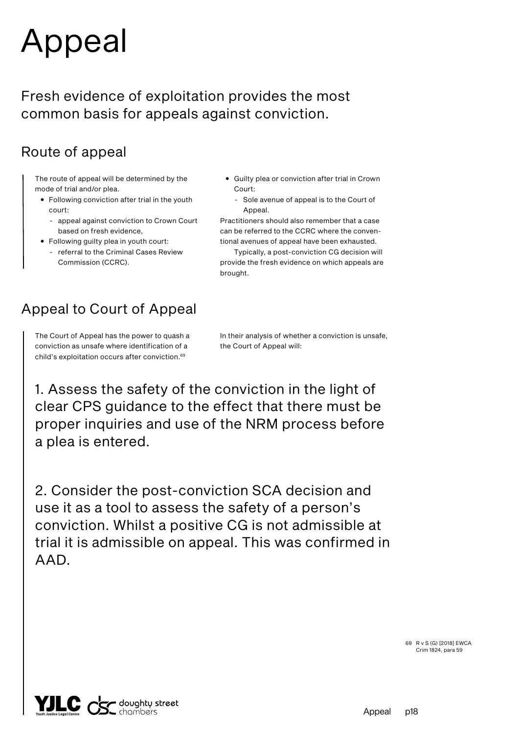# Appeal

Fresh evidence of exploitation provides the most common basis for appeals against conviction.

## Route of appeal

The route of appeal will be determined by the mode of trial and/or plea.

- Following conviction after trial in the youth court:
  - appeal against conviction to Crown Court based on fresh evidence,
- Following guilty plea in youth court:
  - referral to the Criminal Cases Review Commission (CCRC).
- Guilty plea or conviction after trial in Crown Court:
  - Sole avenue of appeal is to the Court of Appeal.

Practitioners should also remember that a case can be referred to the CCRC where the conventional avenues of appeal have been exhausted.

Typically, a post-conviction CG decision will provide the fresh evidence on which appeals are brought.

## Appeal to Court of Appeal

The Court of Appeal has the power to quash a conviction as unsafe where identification of a child's exploitation occurs after conviction.[69]

In their analysis of whether a conviction is unsafe, the Court of Appeal will:

1. Assess the safety of the conviction in the light of clear CPS guidance to the effect that there must be proper inquiries and use of the NRM process before a plea is entered.

2. Consider the post-conviction SCA decision and use it as a tool to assess the safety of a person's conviction. Whilst a positive CG is not admissible at trial it is admissible on appeal. This was confirmed in AAD.

69 R v S (G) [2018] EWCA Crim 1824, para 59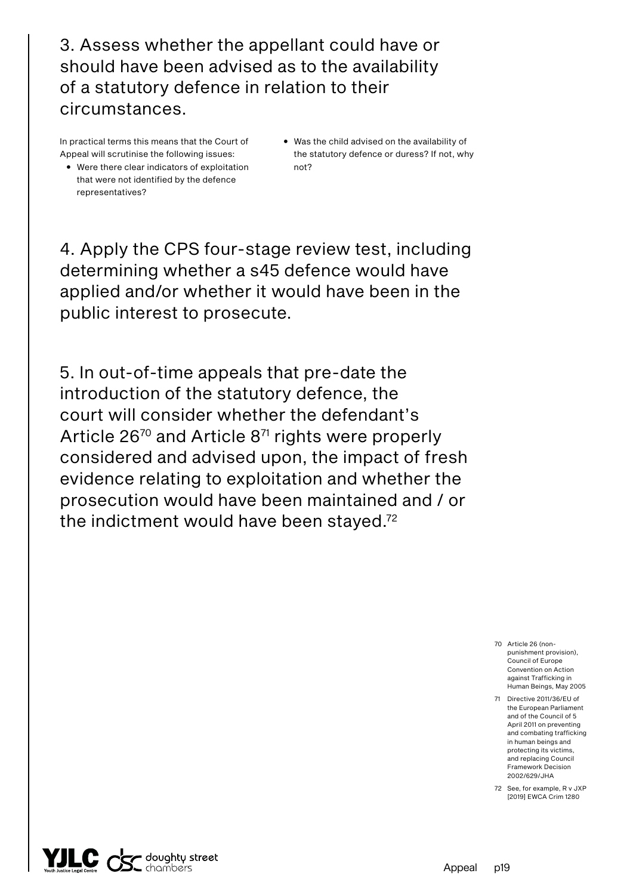3. Assess whether the appellant could have or should have been advised as to the availability of a statutory defence in relation to their circumstances.

In practical terms this means that the Court of Appeal will scrutinise the following issues:

- Were there clear indicators of exploitation that were not identified by the defence representatives?
- Was the child advised on the availability of the statutory defence or duress? If not, why not?

4. Apply the CPS four-stage review test, including determining whether a s45 defence would have applied and/or whether it would have been in the public interest to prosecute.

5. In out-of-time appeals that pre-date the introduction of the statutory defence, the court will consider whether the defendant's Article 26[70] and Article 8[71] rights were properly considered and advised upon, the impact of fresh evidence relating to exploitation and whether the prosecution would have been maintained and / or the indictment would have been stayed.[72]

70 Article 26 (non-punishment provision), Council of Europe Convention on Action against Trafficking in Human Beings, May 2005

71 Directive 2011/36/EU of the European Parliament and of the Council of 5 April 2011 on preventing and combating trafficking in human beings and protecting its victims, and replacing Council Framework Decision 2002/629/JHA

72 See, for example, R v JXP [2019] EWCA Crim 1280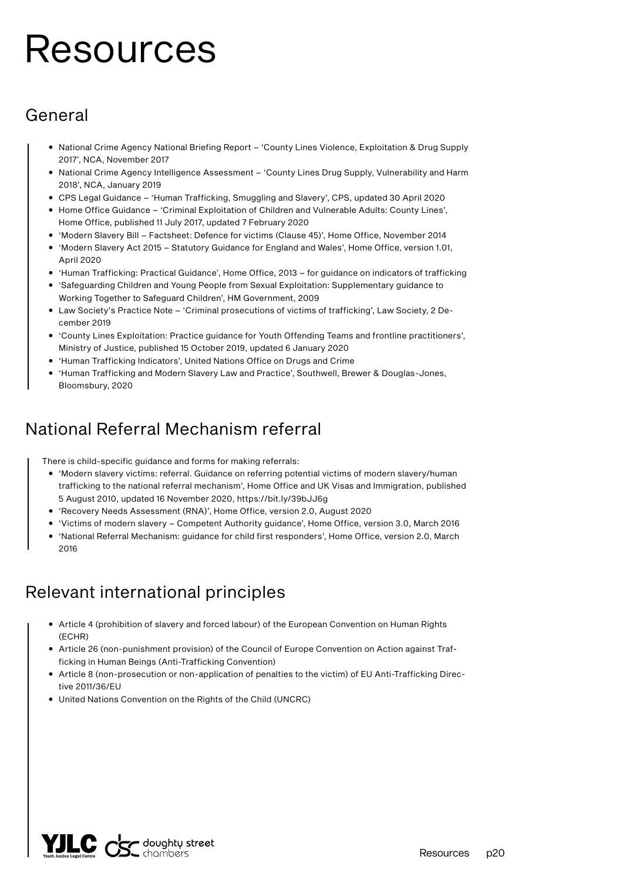# Resources

## General

- National Crime Agency National Briefing Report – 'County Lines Violence, Exploitation & Drug Supply 2017', NCA, November 2017
- National Crime Agency Intelligence Assessment – 'County Lines Drug Supply, Vulnerability and Harm 2018', NCA, January 2019
- CPS Legal Guidance – 'Human Trafficking, Smuggling and Slavery', CPS, updated 30 April 2020
- Home Office Guidance – 'Criminal Exploitation of Children and Vulnerable Adults: County Lines', Home Office, published 11 July 2017, updated 7 February 2020
- 'Modern Slavery Bill – Factsheet: Defence for victims (Clause 45)', Home Office, November 2014
- 'Modern Slavery Act 2015 – Statutory Guidance for England and Wales', Home Office, version 1.01, April 2020
- 'Human Trafficking: Practical Guidance', Home Office, 2013 – for guidance on indicators of trafficking
- 'Safeguarding Children and Young People from Sexual Exploitation: Supplementary guidance to Working Together to Safeguard Children', HM Government, 2009
- Law Society's Practice Note – 'Criminal prosecutions of victims of trafficking', Law Society, 2 December 2019
- 'County Lines Exploitation: Practice guidance for Youth Offending Teams and frontline practitioners', Ministry of Justice, published 15 October 2019, updated 6 January 2020
- 'Human Trafficking Indicators', United Nations Office on Drugs and Crime
- 'Human Trafficking and Modern Slavery Law and Practice', Southwell, Brewer & Douglas-Jones, Bloomsbury, 2020

## National Referral Mechanism referral

There is child-specific guidance and forms for making referrals:

- 'Modern slavery victims: referral. Guidance on referring potential victims of modern slavery/human trafficking to the national referral mechanism', Home Office and UK Visas and Immigration, published 5 August 2010, updated 16 November 2020, https://bit.ly/39bJJ6g
- 'Recovery Needs Assessment (RNA)', Home Office, version 2.0, August 2020
- 'Victims of modern slavery – Competent Authority guidance', Home Office, version 3.0, March 2016
- 'National Referral Mechanism: guidance for child first responders', Home Office, version 2.0, March 2016

## Relevant international principles

- Article 4 (prohibition of slavery and forced labour) of the European Convention on Human Rights (ECHR)
- Article 26 (non-punishment provision) of the Council of Europe Convention on Action against Trafficking in Human Beings (Anti-Trafficking Convention)
- Article 8 (non-prosecution or non-application of penalties to the victim) of EU Anti-Trafficking Directive 2011/36/EU
- United Nations Convention on the Rights of the Child (UNCRC)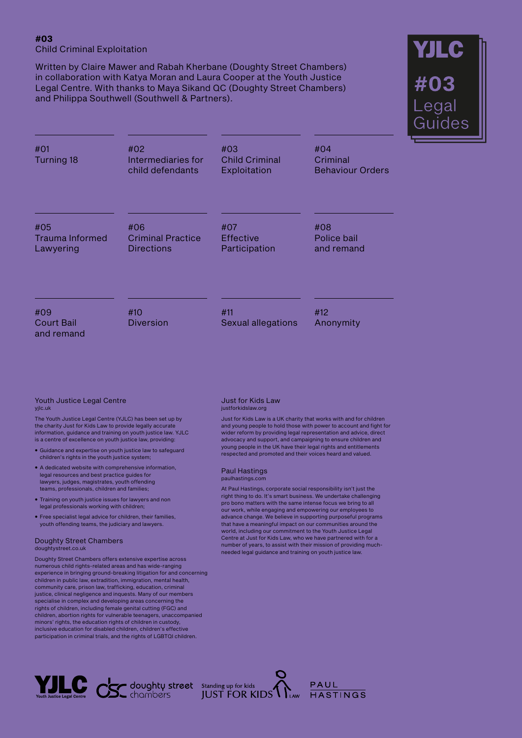**#03**
Child Criminal Exploitation

Written by Claire Mawer and Rabah Kherbane (Doughty Street Chambers) in collaboration with Katya Moran and Laura Cooper at the Youth Justice Legal Centre. With thanks to Maya Sikand QC (Doughty Street Chambers) and Philippa Southwell (Southwell & Partners).

YJLC
#03
Legal Guides

#01
Turning 18

#02
Intermediaries for child defendants

#03
Child Criminal Exploitation

#04
Criminal Behaviour Orders

#05
Trauma Informed Lawyering

#06
Criminal Practice Directions

#07
Effective Participation

#08
Police bail and remand

#09
Court Bail and remand

#10
Diversion

#11
Sexual allegations

#12
Anonymity

Youth Justice Legal Centre
yjlc.uk

The Youth Justice Legal Centre (YJLC) has been set up by the charity Just for Kids Law to provide legally accurate information, guidance and training on youth justice law. YJLC is a centre of excellence on youth justice law, providing:

- Guidance and expertise on youth justice law to safeguard children's rights in the youth justice system;
- A dedicated website with comprehensive information, legal resources and best practice guides for lawyers, judges, magistrates, youth offending teams, professionals, children and families;
- Training on youth justice issues for lawyers and non legal professionals working with children;
- Free specialist legal advice for children, their families, youth offending teams, the judiciary and lawyers.

Doughty Street Chambers
doughtystreet.co.uk

Doughty Street Chambers offers extensive expertise across numerous child rights-related areas and has wide-ranging experience in bringing ground-breaking litigation for and concerning children in public law, extradition, immigration, mental health, community care, prison law, trafficking, education, criminal justice, clinical negligence and inquests. Many of our members specialise in complex and developing areas concerning the rights of children, including female genital cutting (FGC) and children, abortion rights for vulnerable teenagers, unaccompanied minors' rights, the education rights of children in custody, inclusive education for disabled children, children's effective participation in criminal trials, and the rights of LGBTQI children.

Just for Kids Law
justforkidslaw.org

Just for Kids Law is a UK charity that works with and for children and young people to hold those with power to account and fight for wider reform by providing legal representation and advice, direct advocacy and support, and campaigning to ensure children and young people in the UK have their legal rights and entitlements respected and promoted and their voices heard and valued.

Paul Hastings
paulhastings.com

At Paul Hastings, corporate social responsibility isn't just the right thing to do. It's smart business. We undertake challenging pro bono matters with the same intense focus we bring to all our work, while engaging and empowering our employees to advance change. We believe in supporting purposeful programs that have a meaningful impact on our communities around the world, including our commitment to the Youth Justice Legal Centre at Just for Kids Law, who we have partnered with for a number of years, to assist with their mission of providing much-needed legal guidance and training on youth justice law.

YJLC Youth Justice Legal Centre · doughty street chambers · Standing up for kids JUST FOR KIDS LAW · PAUL HASTINGS